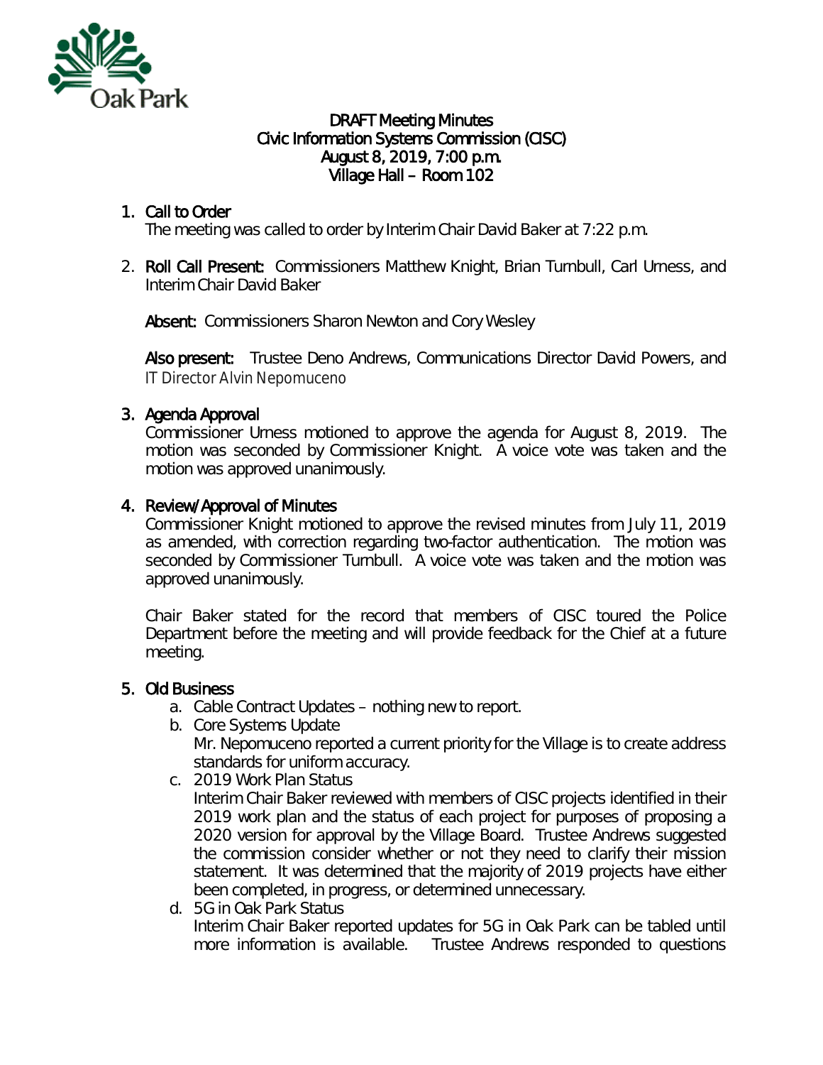# DRAFT Meeting Minutes
## Civic Information Systems Commission (CISC)
## August 8, 2019, 7:00 p.m.
## Village Hall – Room 102

1. **Call to Order**
   The meeting was called to order by Interim Chair David Baker at 7:22 p.m.

2. **Roll Call Present:** Commissioners Matthew Knight, Brian Turnbull, Carl Urness, and Interim Chair David Baker

   **Absent:** Commissioners Sharon Newton and Cory Wesley

   **Also present:** Trustee Deno Andrews, Communications Director David Powers, and IT Director Alvin Nepomuceno

3. **Agenda Approval**
   Commissioner Urness motioned to approve the agenda for August 8, 2019. The motion was seconded by Commissioner Knight. A voice vote was taken and the motion was approved unanimously.

4. **Review/Approval of Minutes**
   Commissioner Knight motioned to approve the revised minutes from July 11, 2019 as amended, with correction regarding two-factor authentication. The motion was seconded by Commissioner Turnbull. A voice vote was taken and the motion was approved unanimously.

   Chair Baker stated for the record that members of CISC toured the Police Department before the meeting and will provide feedback for the Chief at a future meeting.

5. **Old Business**
   a. Cable Contract Updates – nothing new to report.
   b. Core Systems Update
      Mr. Nepomuceno reported a current priority for the Village is to create address standards for uniform accuracy.
   c. 2019 Work Plan Status
      Interim Chair Baker reviewed with members of CISC projects identified in their 2019 work plan and the status of each project for purposes of proposing a 2020 version for approval by the Village Board. Trustee Andrews suggested the commission consider whether or not they need to clarify their mission statement. It was determined that the majority of 2019 projects have either been completed, in progress, or determined unnecessary.
   d. 5G in Oak Park Status
      Interim Chair Baker reported updates for 5G in Oak Park can be tabled until more information is available. Trustee Andrews responded to questions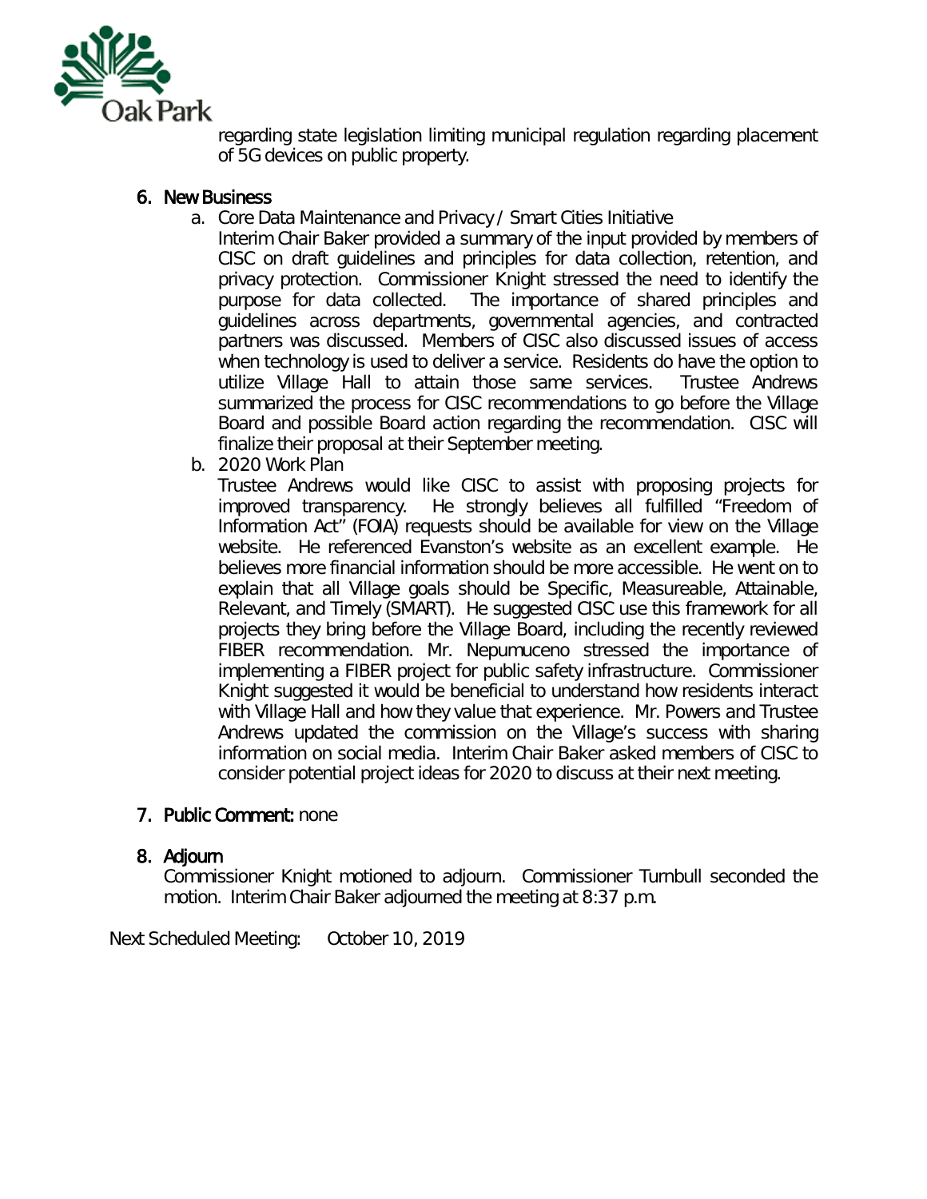regarding state legislation limiting municipal regulation regarding placement of 5G devices on public property.

6. **New Business**
   a. Core Data Maintenance and Privacy / Smart Cities Initiative
      Interim Chair Baker provided a summary of the input provided by members of CISC on draft guidelines and principles for data collection, retention, and privacy protection. Commissioner Knight stressed the need to identify the purpose for data collected. The importance of shared principles and guidelines across departments, governmental agencies, and contracted partners was discussed. Members of CISC also discussed issues of access when technology is used to deliver a service. Residents do have the option to utilize Village Hall to attain those same services. Trustee Andrews summarized the process for CISC recommendations to go before the Village Board and possible Board action regarding the recommendation. CISC will finalize their proposal at their September meeting.
   b. 2020 Work Plan
      Trustee Andrews would like CISC to assist with proposing projects for improved transparency. He strongly believes all fulfilled "Freedom of Information Act" (FOIA) requests should be available for view on the Village website. He referenced Evanston's website as an excellent example. He believes more financial information should be more accessible. He went on to explain that all Village goals should be Specific, Measureable, Attainable, Relevant, and Timely (SMART). He suggested CISC use this framework for all projects they bring before the Village Board, including the recently reviewed FIBER recommendation. Mr. Nepumuceno stressed the importance of implementing a FIBER project for public safety infrastructure. Commissioner Knight suggested it would be beneficial to understand how residents interact with Village Hall and how they value that experience. Mr. Powers and Trustee Andrews updated the commission on the Village's success with sharing information on social media. Interim Chair Baker asked members of CISC to consider potential project ideas for 2020 to discuss at their next meeting.

7. **Public Comment:** none

8. **Adjourn**
   Commissioner Knight motioned to adjourn. Commissioner Turnbull seconded the motion. Interim Chair Baker adjourned the meeting at 8:37 p.m.

Next Scheduled Meeting: October 10, 2019